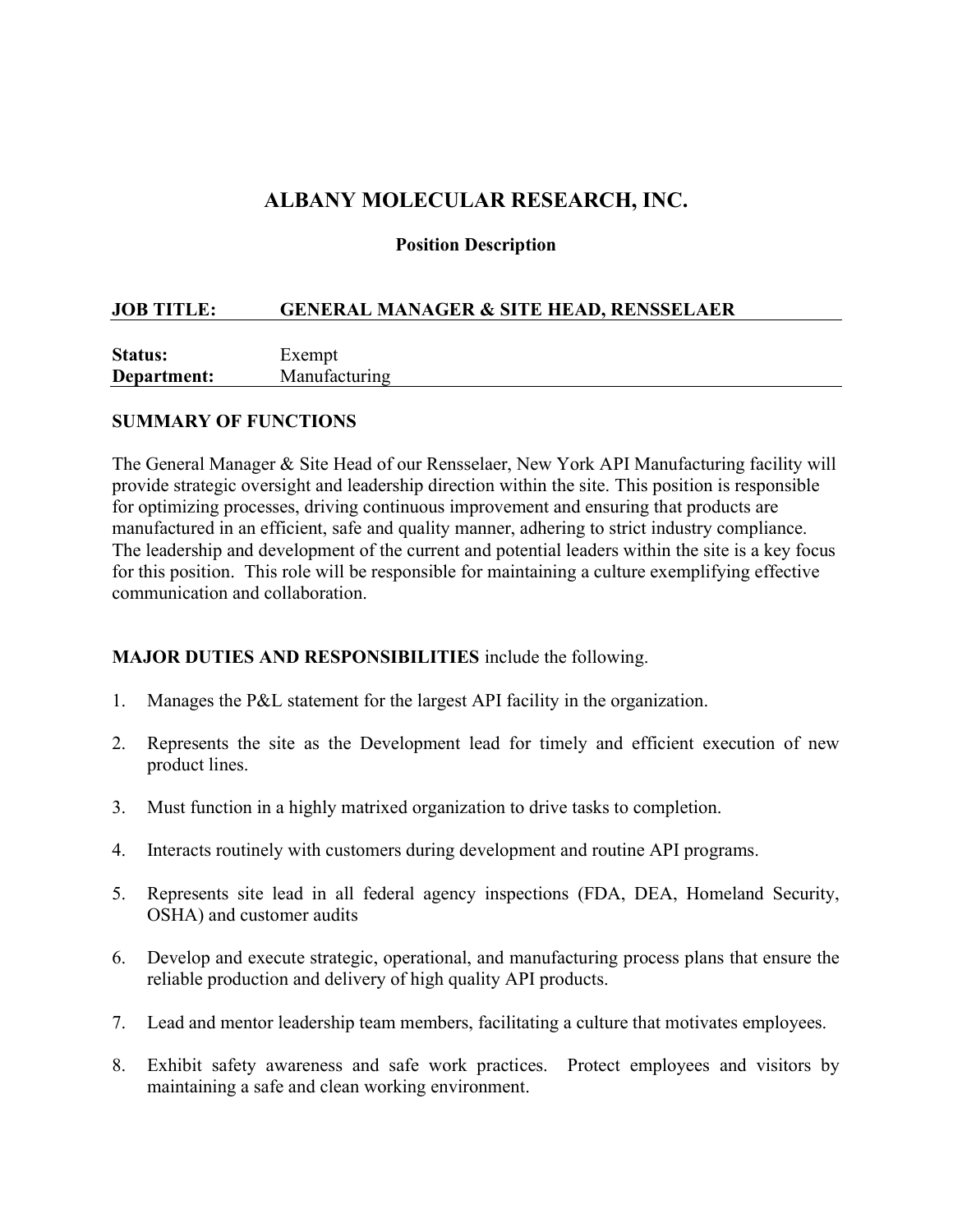# ALBANY MOLECULAR RESEARCH, INC.

**Position Description**

**JOB TITLE:** **GENERAL MANAGER & SITE HEAD, RENSSELAER**

**Status:** Exempt
**Department:** Manufacturing

## SUMMARY OF FUNCTIONS

The General Manager & Site Head of our Rensselaer, New York API Manufacturing facility will provide strategic oversight and leadership direction within the site. This position is responsible for optimizing processes, driving continuous improvement and ensuring that products are manufactured in an efficient, safe and quality manner, adhering to strict industry compliance. The leadership and development of the current and potential leaders within the site is a key focus for this position. This role will be responsible for maintaining a culture exemplifying effective communication and collaboration.

**MAJOR DUTIES AND RESPONSIBILITIES** include the following.

1. Manages the P&L statement for the largest API facility in the organization.

2. Represents the site as the Development lead for timely and efficient execution of new product lines.

3. Must function in a highly matrixed organization to drive tasks to completion.

4. Interacts routinely with customers during development and routine API programs.

5. Represents site lead in all federal agency inspections (FDA, DEA, Homeland Security, OSHA) and customer audits

6. Develop and execute strategic, operational, and manufacturing process plans that ensure the reliable production and delivery of high quality API products.

7. Lead and mentor leadership team members, facilitating a culture that motivates employees.

8. Exhibit safety awareness and safe work practices. Protect employees and visitors by maintaining a safe and clean working environment.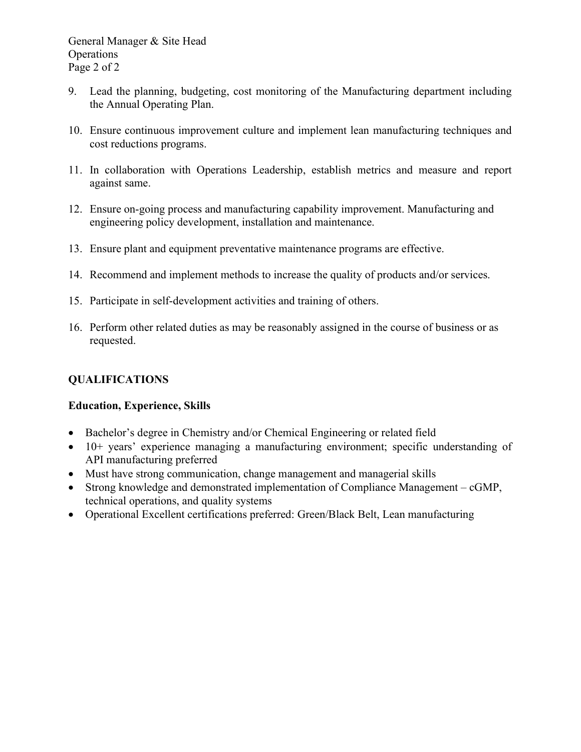9. Lead the planning, budgeting, cost monitoring of the Manufacturing department including the Annual Operating Plan.

10. Ensure continuous improvement culture and implement lean manufacturing techniques and cost reductions programs.

11. In collaboration with Operations Leadership, establish metrics and measure and report against same.

12. Ensure on-going process and manufacturing capability improvement. Manufacturing and engineering policy development, installation and maintenance.

13. Ensure plant and equipment preventative maintenance programs are effective.

14. Recommend and implement methods to increase the quality of products and/or services.

15. Participate in self-development activities and training of others.

16. Perform other related duties as may be reasonably assigned in the course of business or as requested.

## QUALIFICATIONS

### Education, Experience, Skills

- Bachelor's degree in Chemistry and/or Chemical Engineering or related field
- 10+ years' experience managing a manufacturing environment; specific understanding of API manufacturing preferred
- Must have strong communication, change management and managerial skills
- Strong knowledge and demonstrated implementation of Compliance Management – cGMP, technical operations, and quality systems
- Operational Excellent certifications preferred: Green/Black Belt, Lean manufacturing